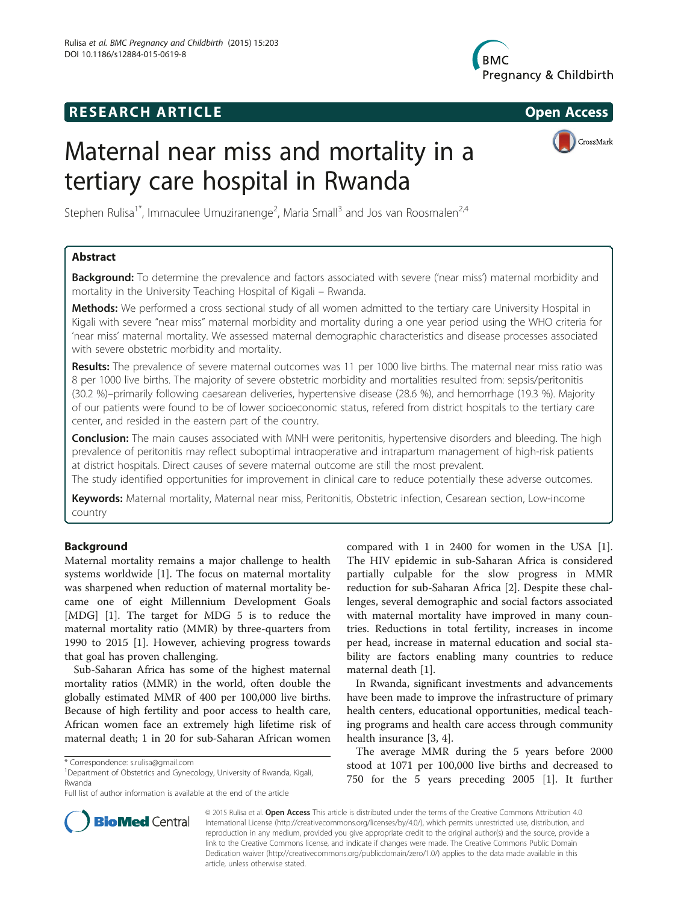RESEARCH ARTICLE Open Access

# Maternal near miss and mortality in a tertiary care hospital in Rwanda

Stephen Rulisa[1*], Immaculee Umuziranenge[2], Maria Small[3] and Jos van Roosmalen[2,4]

## Abstract

**Background:** To determine the prevalence and factors associated with severe ('near miss') maternal morbidity and mortality in the University Teaching Hospital of Kigali – Rwanda.

**Methods:** We performed a cross sectional study of all women admitted to the tertiary care University Hospital in Kigali with severe "near miss" maternal morbidity and mortality during a one year period using the WHO criteria for 'near miss' maternal mortality. We assessed maternal demographic characteristics and disease processes associated with severe obstetric morbidity and mortality.

**Results:** The prevalence of severe maternal outcomes was 11 per 1000 live births. The maternal near miss ratio was 8 per 1000 live births. The majority of severe obstetric morbidity and mortalities resulted from: sepsis/peritonitis (30.2 %)–primarily following caesarean deliveries, hypertensive disease (28.6 %), and hemorrhage (19.3 %). Majority of our patients were found to be of lower socioeconomic status, refered from district hospitals to the tertiary care center, and resided in the eastern part of the country.

**Conclusion:** The main causes associated with MNH were peritonitis, hypertensive disorders and bleeding. The high prevalence of peritonitis may reflect suboptimal intraoperative and intrapartum management of high-risk patients at district hospitals. Direct causes of severe maternal outcome are still the most prevalent.
The study identified opportunities for improvement in clinical care to reduce potentially these adverse outcomes.

**Keywords:** Maternal mortality, Maternal near miss, Peritonitis, Obstetric infection, Cesarean section, Low-income country

## Background

Maternal mortality remains a major challenge to health systems worldwide [1]. The focus on maternal mortality was sharpened when reduction of maternal mortality became one of eight Millennium Development Goals [MDG] [1]. The target for MDG 5 is to reduce the maternal mortality ratio (MMR) by three-quarters from 1990 to 2015 [1]. However, achieving progress towards that goal has proven challenging.

Sub-Saharan Africa has some of the highest maternal mortality ratios (MMR) in the world, often double the globally estimated MMR of 400 per 100,000 live births. Because of high fertility and poor access to health care, African women face an extremely high lifetime risk of maternal death; 1 in 20 for sub-Saharan African women compared with 1 in 2400 for women in the USA [1]. The HIV epidemic in sub-Saharan Africa is considered partially culpable for the slow progress in MMR reduction for sub-Saharan Africa [2]. Despite these challenges, several demographic and social factors associated with maternal mortality have improved in many countries. Reductions in total fertility, increases in income per head, increase in maternal education and social stability are factors enabling many countries to reduce maternal death [1].

In Rwanda, significant investments and advancements have been made to improve the infrastructure of primary health centers, educational opportunities, medical teaching programs and health care access through community health insurance [3, 4].

The average MMR during the 5 years before 2000 stood at 1071 per 100,000 live births and decreased to 750 for the 5 years preceding 2005 [1]. It further

* Correspondence: s.rulisa@gmail.com
[1]Department of Obstetrics and Gynecology, University of Rwanda, Kigali, Rwanda
Full list of author information is available at the end of the article

© 2015 Rulisa et al. **Open Access** This article is distributed under the terms of the Creative Commons Attribution 4.0 International License (http://creativecommons.org/licenses/by/4.0/), which permits unrestricted use, distribution, and reproduction in any medium, provided you give appropriate credit to the original author(s) and the source, provide a link to the Creative Commons license, and indicate if changes were made. The Creative Commons Public Domain Dedication waiver (http://creativecommons.org/publicdomain/zero/1.0/) applies to the data made available in this article, unless otherwise stated.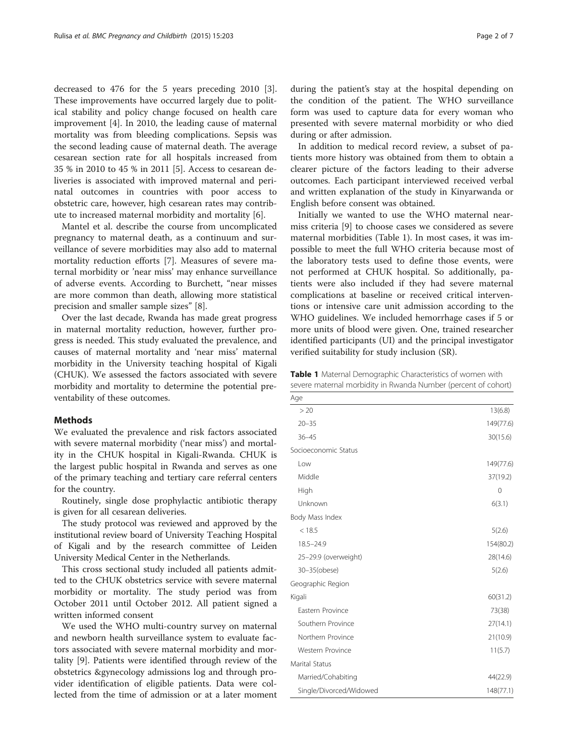decreased to 476 for the 5 years preceding 2010 [3]. These improvements have occurred largely due to political stability and policy change focused on health care improvement [4]. In 2010, the leading cause of maternal mortality was from bleeding complications. Sepsis was the second leading cause of maternal death. The average cesarean section rate for all hospitals increased from 35 % in 2010 to 45 % in 2011 [5]. Access to cesarean deliveries is associated with improved maternal and perinatal outcomes in countries with poor access to obstetric care, however, high cesarean rates may contribute to increased maternal morbidity and mortality [6].

Mantel et al. describe the course from uncomplicated pregnancy to maternal death, as a continuum and surveillance of severe morbidities may also add to maternal mortality reduction efforts [7]. Measures of severe maternal morbidity or 'near miss' may enhance surveillance of adverse events. According to Burchett, "near misses are more common than death, allowing more statistical precision and smaller sample sizes" [8].

Over the last decade, Rwanda has made great progress in maternal mortality reduction, however, further progress is needed. This study evaluated the prevalence, and causes of maternal mortality and 'near miss' maternal morbidity in the University teaching hospital of Kigali (CHUK). We assessed the factors associated with severe morbidity and mortality to determine the potential preventability of these outcomes.

## Methods

We evaluated the prevalence and risk factors associated with severe maternal morbidity ('near miss') and mortality in the CHUK hospital in Kigali-Rwanda. CHUK is the largest public hospital in Rwanda and serves as one of the primary teaching and tertiary care referral centers for the country.

Routinely, single dose prophylactic antibiotic therapy is given for all cesarean deliveries.

The study protocol was reviewed and approved by the institutional review board of University Teaching Hospital of Kigali and by the research committee of Leiden University Medical Center in the Netherlands.

This cross sectional study included all patients admitted to the CHUK obstetrics service with severe maternal morbidity or mortality. The study period was from October 2011 until October 2012. All patient signed a written informed consent

We used the WHO multi-country survey on maternal and newborn health surveillance system to evaluate factors associated with severe maternal morbidity and mortality [9]. Patients were identified through review of the obstetrics &gynecology admissions log and through provider identification of eligible patients. Data were collected from the time of admission or at a later moment during the patient's stay at the hospital depending on the condition of the patient. The WHO surveillance form was used to capture data for every woman who presented with severe maternal morbidity or who died during or after admission.

In addition to medical record review, a subset of patients more history was obtained from them to obtain a clearer picture of the factors leading to their adverse outcomes. Each participant interviewed received verbal and written explanation of the study in Kinyarwanda or English before consent was obtained.

Initially we wanted to use the WHO maternal near-miss criteria [9] to choose cases we considered as severe maternal morbidities (Table 1). In most cases, it was impossible to meet the full WHO criteria because most of the laboratory tests used to define those events, were not performed at CHUK hospital. So additionally, patients were also included if they had severe maternal complications at baseline or received critical interventions or intensive care unit admission according to the WHO guidelines. We included hemorrhage cases if 5 or more units of blood were given. One, trained researcher identified participants (UI) and the principal investigator verified suitability for study inclusion (SR).

**Table 1** Maternal Demographic Characteristics of women with severe maternal morbidity in Rwanda Number (percent of cohort)

| | |
|---|---|
| Age | |
| > 20 | 13(6.8) |
| 20–35 | 149(77.6) |
| 36–45 | 30(15.6) |
| Socioeconomic Status | |
| Low | 149(77.6) |
| Middle | 37(19.2) |
| High | 0 |
| Unknown | 6(3.1) |
| Body Mass Index | |
| < 18.5 | 5(2.6) |
| 18.5–24.9 | 154(80.2) |
| 25–29.9 (overweight) | 28(14.6) |
| 30–35(obese) | 5(2.6) |
| Geographic Region | |
| Kigali | 60(31.2) |
| Eastern Province | 73(38) |
| Southern Province | 27(14.1) |
| Northern Province | 21(10.9) |
| Western Province | 11(5.7) |
| Marital Status | |
| Married/Cohabiting | 44(22.9) |
| Single/Divorced/Widowed | 148(77.1) |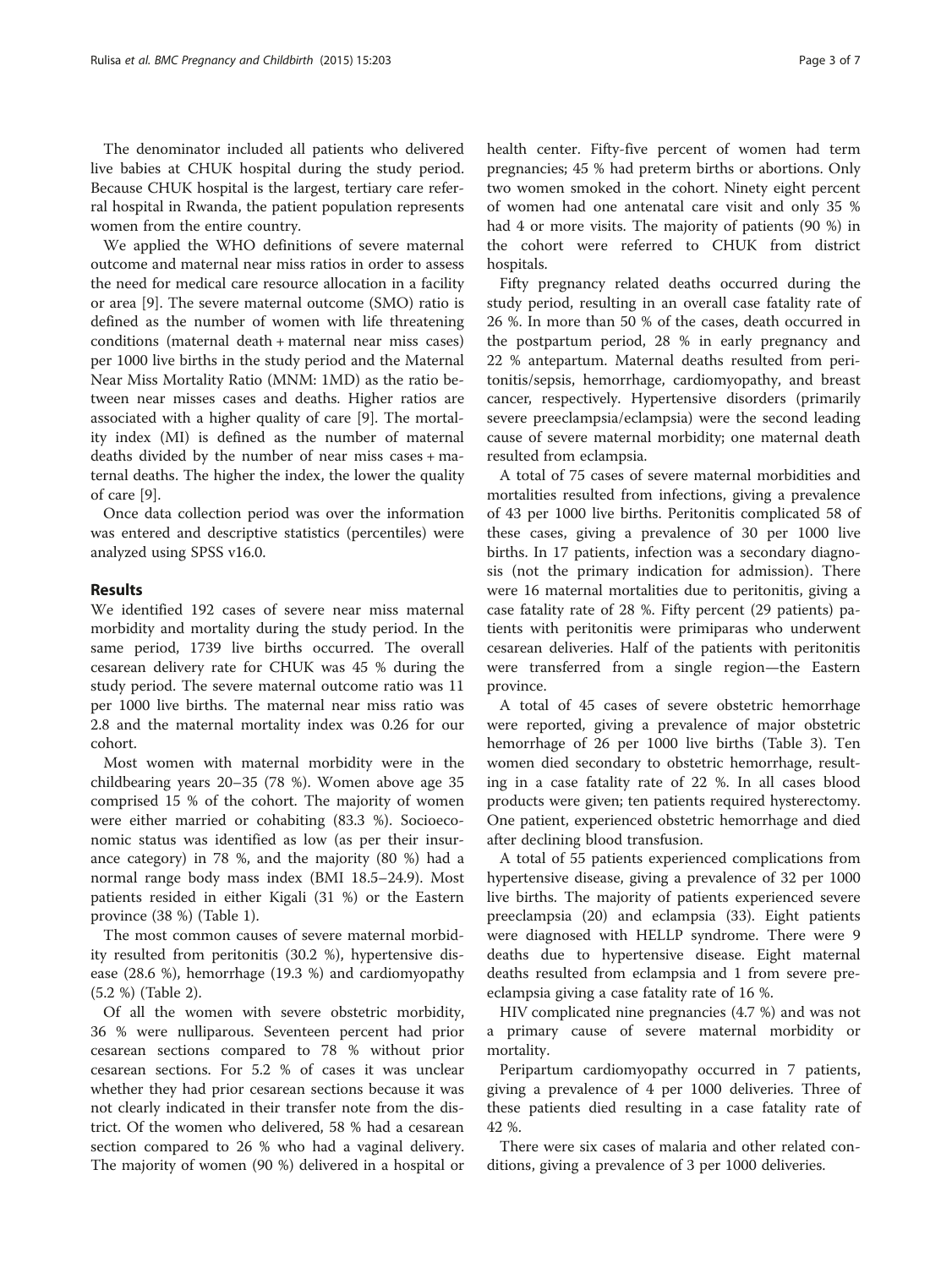The denominator included all patients who delivered live babies at CHUK hospital during the study period. Because CHUK hospital is the largest, tertiary care referral hospital in Rwanda, the patient population represents women from the entire country.

We applied the WHO definitions of severe maternal outcome and maternal near miss ratios in order to assess the need for medical care resource allocation in a facility or area [9]. The severe maternal outcome (SMO) ratio is defined as the number of women with life threatening conditions (maternal death + maternal near miss cases) per 1000 live births in the study period and the Maternal Near Miss Mortality Ratio (MNM: 1MD) as the ratio between near misses cases and deaths. Higher ratios are associated with a higher quality of care [9]. The mortality index (MI) is defined as the number of maternal deaths divided by the number of near miss cases + maternal deaths. The higher the index, the lower the quality of care [9].

Once data collection period was over the information was entered and descriptive statistics (percentiles) were analyzed using SPSS v16.0.

## Results

We identified 192 cases of severe near miss maternal morbidity and mortality during the study period. In the same period, 1739 live births occurred. The overall cesarean delivery rate for CHUK was 45 % during the study period. The severe maternal outcome ratio was 11 per 1000 live births. The maternal near miss ratio was 2.8 and the maternal mortality index was 0.26 for our cohort.

Most women with maternal morbidity were in the childbearing years 20–35 (78 %). Women above age 35 comprised 15 % of the cohort. The majority of women were either married or cohabiting (83.3 %). Socioeconomic status was identified as low (as per their insurance category) in 78 %, and the majority (80 %) had a normal range body mass index (BMI 18.5–24.9). Most patients resided in either Kigali (31 %) or the Eastern province (38 %) (Table 1).

The most common causes of severe maternal morbidity resulted from peritonitis (30.2 %), hypertensive disease (28.6 %), hemorrhage (19.3 %) and cardiomyopathy (5.2 %) (Table 2).

Of all the women with severe obstetric morbidity, 36 % were nulliparous. Seventeen percent had prior cesarean sections compared to 78 % without prior cesarean sections. For 5.2 % of cases it was unclear whether they had prior cesarean sections because it was not clearly indicated in their transfer note from the district. Of the women who delivered, 58 % had a cesarean section compared to 26 % who had a vaginal delivery. The majority of women (90 %) delivered in a hospital or health center. Fifty-five percent of women had term pregnancies; 45 % had preterm births or abortions. Only two women smoked in the cohort. Ninety eight percent of women had one antenatal care visit and only 35 % had 4 or more visits. The majority of patients (90 %) in the cohort were referred to CHUK from district hospitals.

Fifty pregnancy related deaths occurred during the study period, resulting in an overall case fatality rate of 26 %. In more than 50 % of the cases, death occurred in the postpartum period, 28 % in early pregnancy and 22 % antepartum. Maternal deaths resulted from peritonitis/sepsis, hemorrhage, cardiomyopathy, and breast cancer, respectively. Hypertensive disorders (primarily severe preeclampsia/eclampsia) were the second leading cause of severe maternal morbidity; one maternal death resulted from eclampsia.

A total of 75 cases of severe maternal morbidities and mortalities resulted from infections, giving a prevalence of 43 per 1000 live births. Peritonitis complicated 58 of these cases, giving a prevalence of 30 per 1000 live births. In 17 patients, infection was a secondary diagnosis (not the primary indication for admission). There were 16 maternal mortalities due to peritonitis, giving a case fatality rate of 28 %. Fifty percent (29 patients) patients with peritonitis were primiparas who underwent cesarean deliveries. Half of the patients with peritonitis were transferred from a single region—the Eastern province.

A total of 45 cases of severe obstetric hemorrhage were reported, giving a prevalence of major obstetric hemorrhage of 26 per 1000 live births (Table 3). Ten women died secondary to obstetric hemorrhage, resulting in a case fatality rate of 22 %. In all cases blood products were given; ten patients required hysterectomy. One patient, experienced obstetric hemorrhage and died after declining blood transfusion.

A total of 55 patients experienced complications from hypertensive disease, giving a prevalence of 32 per 1000 live births. The majority of patients experienced severe preeclampsia (20) and eclampsia (33). Eight patients were diagnosed with HELLP syndrome. There were 9 deaths due to hypertensive disease. Eight maternal deaths resulted from eclampsia and 1 from severe preeclampsia giving a case fatality rate of 16 %.

HIV complicated nine pregnancies (4.7 %) and was not a primary cause of severe maternal morbidity or mortality.

Peripartum cardiomyopathy occurred in 7 patients, giving a prevalence of 4 per 1000 deliveries. Three of these patients died resulting in a case fatality rate of 42 %.

There were six cases of malaria and other related conditions, giving a prevalence of 3 per 1000 deliveries.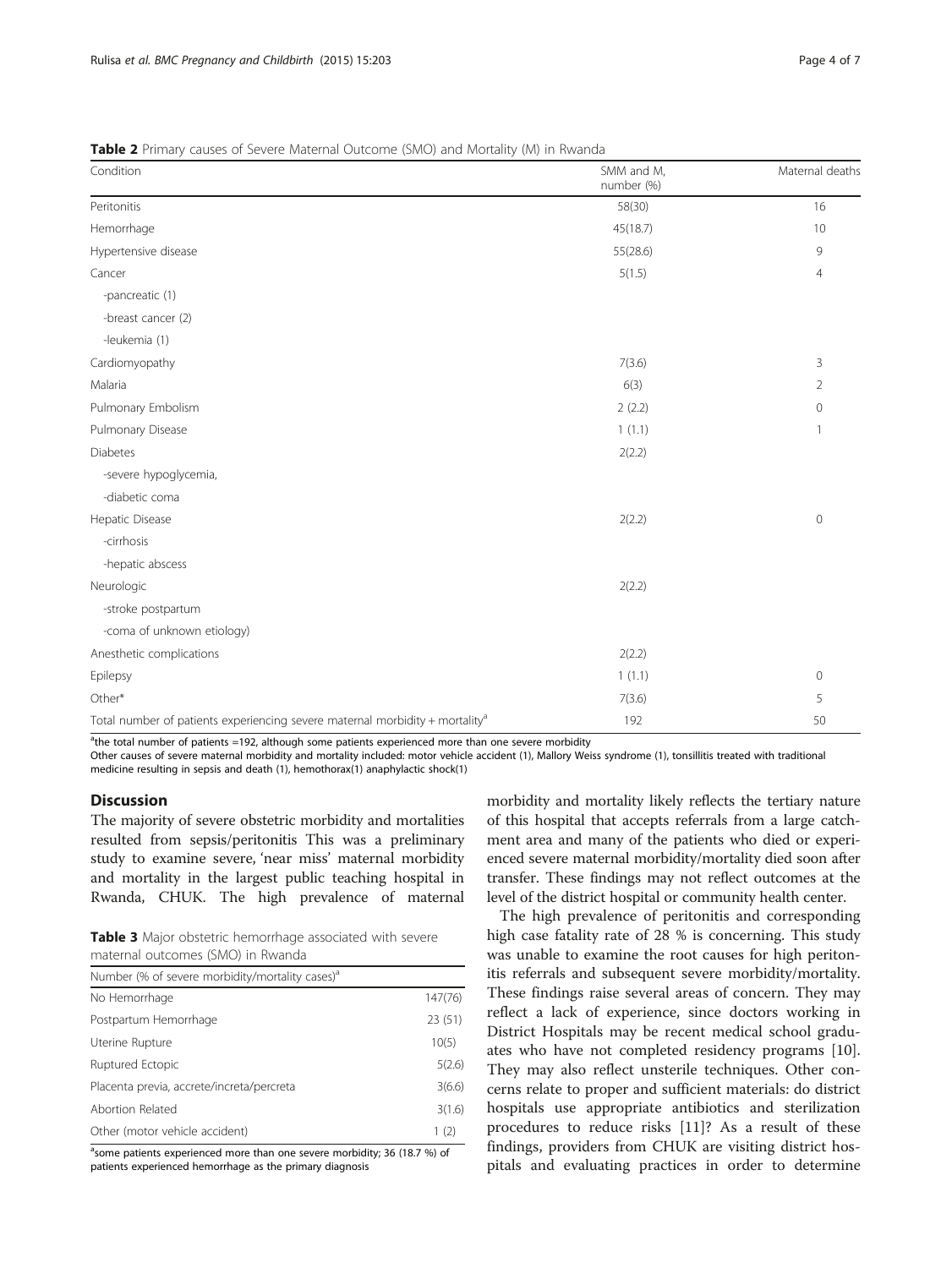**Table 2** Primary causes of Severe Maternal Outcome (SMO) and Mortality (M) in Rwanda

| Condition | SMM and M, number (%) | Maternal deaths |
|---|---|---|
| Peritonitis | 58(30) | 16 |
| Hemorrhage | 45(18.7) | 10 |
| Hypertensive disease | 55(28.6) | 9 |
| Cancer | 5(1.5) | 4 |
| -pancreatic (1) | | |
| -breast cancer (2) | | |
| -leukemia (1) | | |
| Cardiomyopathy | 7(3.6) | 3 |
| Malaria | 6(3) | 2 |
| Pulmonary Embolism | 2 (2.2) | 0 |
| Pulmonary Disease | 1 (1.1) | 1 |
| Diabetes | 2(2.2) | |
| -severe hypoglycemia, | | |
| -diabetic coma | | |
| Hepatic Disease | 2(2.2) | 0 |
| -cirrhosis | | |
| -hepatic abscess | | |
| Neurologic | 2(2.2) | |
| -stroke postpartum | | |
| -coma of unknown etiology) | | |
| Anesthetic complications | 2(2.2) | |
| Epilepsy | 1 (1.1) | 0 |
| Other* | 7(3.6) | 5 |
| Total number of patients experiencing severe maternal morbidity + mortality[a] | 192 | 50 |

[a]the total number of patients =192, although some patients experienced more than one severe morbidity

Other causes of severe maternal morbidity and mortality included: motor vehicle accident (1), Mallory Weiss syndrome (1), tonsillitis treated with traditional medicine resulting in sepsis and death (1), hemothorax(1) anaphylactic shock(1)

## Discussion

The majority of severe obstetric morbidity and mortalities resulted from sepsis/peritonitis This was a preliminary study to examine severe, 'near miss' maternal morbidity and mortality in the largest public teaching hospital in Rwanda, CHUK. The high prevalence of maternal morbidity and mortality likely reflects the tertiary nature of this hospital that accepts referrals from a large catchment area and many of the patients who died or experienced severe maternal morbidity/mortality died soon after transfer. These findings may not reflect outcomes at the level of the district hospital or community health center.

**Table 3** Major obstetric hemorrhage associated with severe maternal outcomes (SMO) in Rwanda

| Number (% of severe morbidity/mortality cases)[a] | |
|---|---|
| No Hemorrhage | 147(76) |
| Postpartum Hemorrhage | 23 (51) |
| Uterine Rupture | 10(5) |
| Ruptured Ectopic | 5(2.6) |
| Placenta previa, accrete/increta/percreta | 3(6.6) |
| Abortion Related | 3(1.6) |
| Other (motor vehicle accident) | 1 (2) |

[a]some patients experienced more than one severe morbidity; 36 (18.7 %) of patients experienced hemorrhage as the primary diagnosis

The high prevalence of peritonitis and corresponding high case fatality rate of 28 % is concerning. This study was unable to examine the root causes for high peritonitis referrals and subsequent severe morbidity/mortality. These findings raise several areas of concern. They may reflect a lack of experience, since doctors working in District Hospitals may be recent medical school graduates who have not completed residency programs [10]. They may also reflect unsterile techniques. Other concerns relate to proper and sufficient materials: do district hospitals use appropriate antibiotics and sterilization procedures to reduce risks [11]? As a result of these findings, providers from CHUK are visiting district hospitals and evaluating practices in order to determine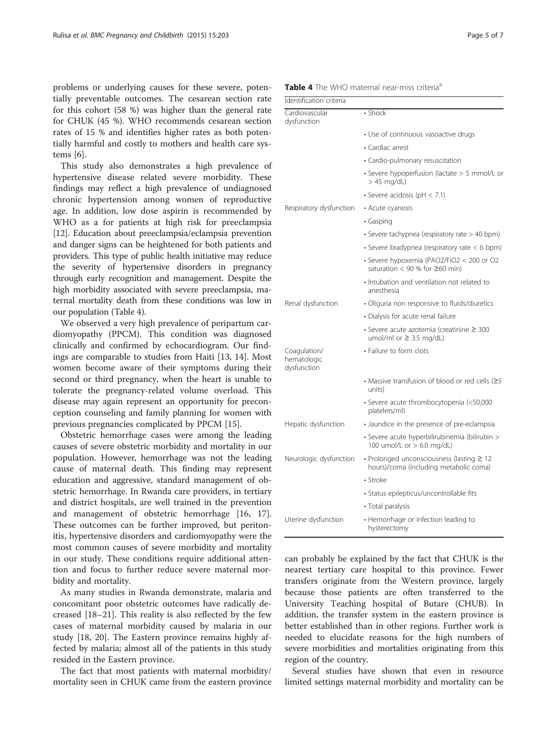problems or underlying causes for these severe, potentially preventable outcomes. The cesarean section rate for this cohort (58 %) was higher than the general rate for CHUK (45 %). WHO recommends cesarean section rates of 15 % and identifies higher rates as both potentially harmful and costly to mothers and health care systems [6].

This study also demonstrates a high prevalence of hypertensive disease related severe morbidity. These findings may reflect a high prevalence of undiagnosed chronic hypertension among women of reproductive age. In addition, low dose aspirin is recommended by WHO as a for patients at high risk for preeclampsia [12]. Education about preeclampsia/eclampsia prevention and danger signs can be heightened for both patients and providers. This type of public health initiative may reduce the severity of hypertensive disorders in pregnancy through early recognition and management. Despite the high morbidity associated with severe preeclampsia, maternal mortality death from these conditions was low in our population (Table 4).

We observed a very high prevalence of peripartum cardiomyopathy (PPCM). This condition was diagnosed clinically and confirmed by echocardiogram. Our findings are comparable to studies from Haiti [13, 14]. Most women become aware of their symptoms during their second or third pregnancy, when the heart is unable to tolerate the pregnancy-related volume overload. This disease may again represent an opportunity for preconception counseling and family planning for women with previous pregnancies complicated by PPCM [15].

Obstetric hemorrhage cases were among the leading causes of severe obstetric morbidity and mortality in our population. However, hemorrhage was not the leading cause of maternal death. This finding may represent education and aggressive, standard management of obstetric hemorrhage. In Rwanda care providers, in tertiary and district hospitals, are well trained in the prevention and management of obstetric hemorrhage [16, 17]. These outcomes can be further improved, but peritonitis, hypertensive disorders and cardiomyopathy were the most common causes of severe morbidity and mortality in our study. These conditions require additional attention and focus to further reduce severe maternal morbidity and mortality.

As many studies in Rwanda demonstrate, malaria and concomitant poor obstetric outcomes have radically decreased [18–21]. This reality is also reflected by the few cases of maternal morbidity caused by malaria in our study [18, 20]. The Eastern province remains highly affected by malaria; almost all of the patients in this study resided in the Eastern province.

The fact that most patients with maternal morbidity/mortality seen in CHUK came from the eastern province can probably be explained by the fact that CHUK is the nearest tertiary care hospital to this province. Fewer transfers originate from the Western province, largely because those patients are often transferred to the University Teaching hospital of Butare (CHUB). In addition, the transfer system in the eastern province is better established than in other regions. Further work is needed to elucidate reasons for the high numbers of severe morbidities and mortalities originating from this region of the country.

Several studies have shown that even in resource limited settings maternal morbidity and mortality can be

**Table 4** The WHO maternal near-miss criteria[a]

| Identification criteria | |
|---|---|
| Cardiovascular dysfunction | • Shock |
| | • Use of continuous vasoactive drugs |
| | • Cardiac arrest |
| | • Cardio-pulmonary resuscitation |
| | • Severe hypoperfusion (lactate > 5 mmol/L or > 45 mg/dL) |
| | • Severe acidosis (pH < 7.1) |
| Respiratory dysfunction | • Acute cyanosis |
| | • Gasping |
| | • Severe tachypnea (respiratory rate > 40 bpm) |
| | • Severe bradypnea (respiratory rate < 6 bpm) |
| | • Severe hypoxemia (PAO2/FiO2 < 200 or O2 saturation < 90 % for ≥60 min) |
| | • Intubation and ventilation not related to anesthesia |
| Renal dysfunction | • Oliguria non responsive to fluids/diuretics |
| | • Dialysis for acute renal failure |
| | • Severe acute azotemia (creatinine ≥ 300 umol/ml or ≥ 3.5 mg/dL) |
| Coagulation/ hematologic dysfunction | • Failure to form clots |
| | • Massive transfusion of blood or red cells (≥5 units) |
| | • Severe acute thrombocytopenia (<50,000 platelets/ml) |
| Hepatic dysfunction | • Jaundice in the presence of pre-eclampsia |
| | • Severe acute hyperbilirubinemia (bilirubin > 100 umol/L or > 6.0 mg/dL) |
| Neurologic dysfunction | • Prolonged unconsciousness (lasting ≥ 12 hours)/coma (including metabolic coma) |
| | • Stroke |
| | • Status epilepticus/uncontrollable fits |
| | • Total paralysis |
| Uterine dysfunction | • Hemorrhage or infection leading to hysterectomy |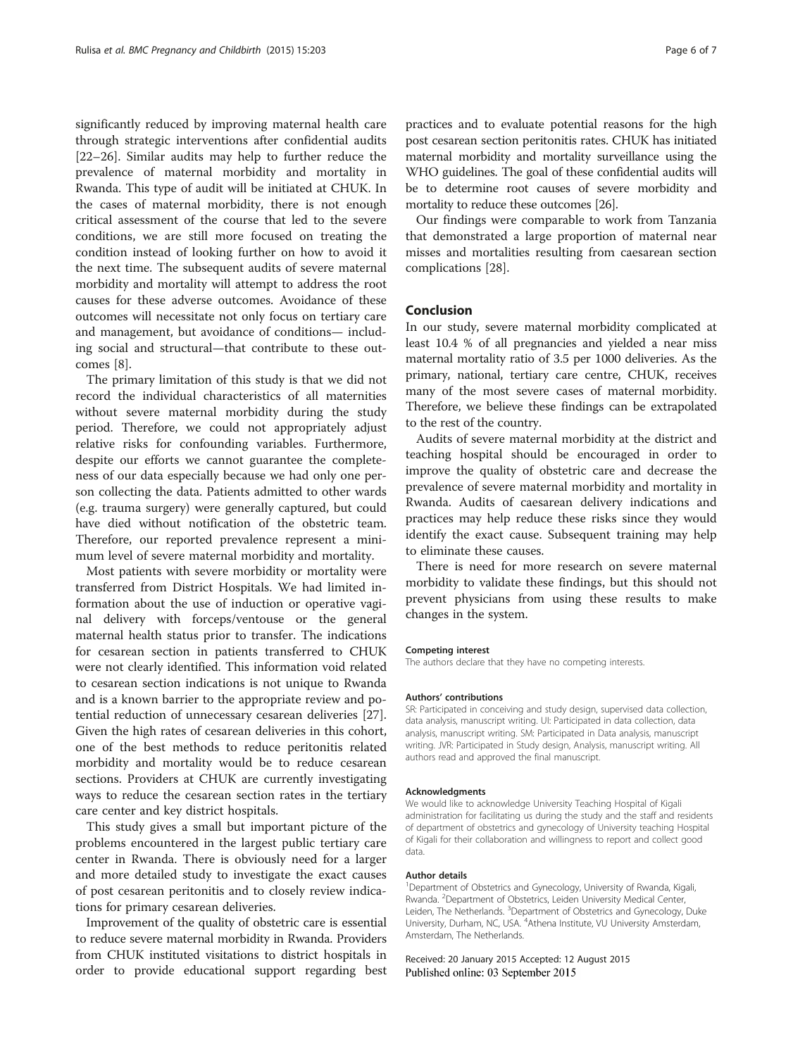significantly reduced by improving maternal health care through strategic interventions after confidential audits [22–26]. Similar audits may help to further reduce the prevalence of maternal morbidity and mortality in Rwanda. This type of audit will be initiated at CHUK. In the cases of maternal morbidity, there is not enough critical assessment of the course that led to the severe conditions, we are still more focused on treating the condition instead of looking further on how to avoid it the next time. The subsequent audits of severe maternal morbidity and mortality will attempt to address the root causes for these adverse outcomes. Avoidance of these outcomes will necessitate not only focus on tertiary care and management, but avoidance of conditions— including social and structural—that contribute to these outcomes [8].

The primary limitation of this study is that we did not record the individual characteristics of all maternities without severe maternal morbidity during the study period. Therefore, we could not appropriately adjust relative risks for confounding variables. Furthermore, despite our efforts we cannot guarantee the completeness of our data especially because we had only one person collecting the data. Patients admitted to other wards (e.g. trauma surgery) were generally captured, but could have died without notification of the obstetric team. Therefore, our reported prevalence represent a minimum level of severe maternal morbidity and mortality.

Most patients with severe morbidity or mortality were transferred from District Hospitals. We had limited information about the use of induction or operative vaginal delivery with forceps/ventouse or the general maternal health status prior to transfer. The indications for cesarean section in patients transferred to CHUK were not clearly identified. This information void related to cesarean section indications is not unique to Rwanda and is a known barrier to the appropriate review and potential reduction of unnecessary cesarean deliveries [27]. Given the high rates of cesarean deliveries in this cohort, one of the best methods to reduce peritonitis related morbidity and mortality would be to reduce cesarean sections. Providers at CHUK are currently investigating ways to reduce the cesarean section rates in the tertiary care center and key district hospitals.

This study gives a small but important picture of the problems encountered in the largest public tertiary care center in Rwanda. There is obviously need for a larger and more detailed study to investigate the exact causes of post cesarean peritonitis and to closely review indications for primary cesarean deliveries.

Improvement of the quality of obstetric care is essential to reduce severe maternal morbidity in Rwanda. Providers from CHUK instituted visitations to district hospitals in order to provide educational support regarding best practices and to evaluate potential reasons for the high post cesarean section peritonitis rates. CHUK has initiated maternal morbidity and mortality surveillance using the WHO guidelines. The goal of these confidential audits will be to determine root causes of severe morbidity and mortality to reduce these outcomes [26].

Our findings were comparable to work from Tanzania that demonstrated a large proportion of maternal near misses and mortalities resulting from caesarean section complications [28].

## Conclusion

In our study, severe maternal morbidity complicated at least 10.4 % of all pregnancies and yielded a near miss maternal mortality ratio of 3.5 per 1000 deliveries. As the primary, national, tertiary care centre, CHUK, receives many of the most severe cases of maternal morbidity. Therefore, we believe these findings can be extrapolated to the rest of the country.

Audits of severe maternal morbidity at the district and teaching hospital should be encouraged in order to improve the quality of obstetric care and decrease the prevalence of severe maternal morbidity and mortality in Rwanda. Audits of caesarean delivery indications and practices may help reduce these risks since they would identify the exact cause. Subsequent training may help to eliminate these causes.

There is need for more research on severe maternal morbidity to validate these findings, but this should not prevent physicians from using these results to make changes in the system.

#### Competing interest

The authors declare that they have no competing interests.

#### Authors' contributions

SR: Participated in conceiving and study design, supervised data collection, data analysis, manuscript writing. UI: Participated in data collection, data analysis, manuscript writing. SM: Participated in Data analysis, manuscript writing. JVR: Participated in Study design, Analysis, manuscript writing. All authors read and approved the final manuscript.

#### Acknowledgments

We would like to acknowledge University Teaching Hospital of Kigali administration for facilitating us during the study and the staff and residents of department of obstetrics and gynecology of University teaching Hospital of Kigali for their collaboration and willingness to report and collect good data.

#### Author details

[1]Department of Obstetrics and Gynecology, University of Rwanda, Kigali, Rwanda. [2]Department of Obstetrics, Leiden University Medical Center, Leiden, The Netherlands. [3]Department of Obstetrics and Gynecology, Duke University, Durham, NC, USA. [4]Athena Institute, VU University Amsterdam, Amsterdam, The Netherlands.

Received: 20 January 2015 Accepted: 12 August 2015
Published online: 03 September 2015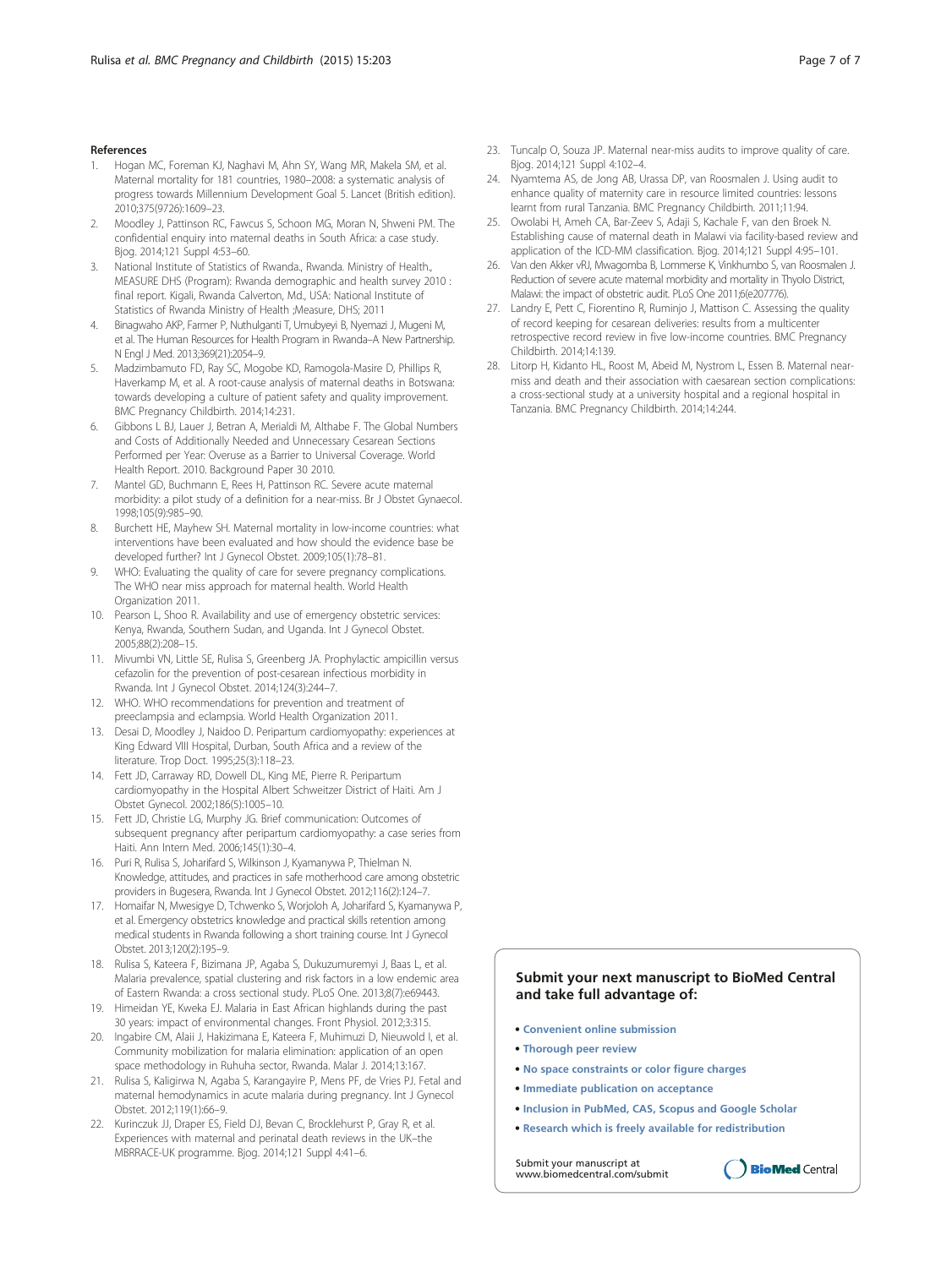## References

1. Hogan MC, Foreman KJ, Naghavi M, Ahn SY, Wang MR, Makela SM, et al. Maternal mortality for 181 countries, 1980–2008: a systematic analysis of progress towards Millennium Development Goal 5. Lancet (British edition). 2010;375(9726):1609–23.
2. Moodley J, Pattinson RC, Fawcus S, Schoon MG, Moran N, Shweni PM. The confidential enquiry into maternal deaths in South Africa: a case study. Bjog. 2014;121 Suppl 4:53–60.
3. National Institute of Statistics of Rwanda., Rwanda. Ministry of Health., MEASURE DHS (Program): Rwanda demographic and health survey 2010 : final report. Kigali, Rwanda Calverton, Md., USA: National Institute of Statistics of Rwanda Ministry of Health ;Measure, DHS; 2011
4. Binagwaho AKP, Farmer P, Nuthulganti T, Umubyeyi B, Nyemazi J, Mugeni M, et al. The Human Resources for Health Program in Rwanda–A New Partnership. N Engl J Med. 2013;369(21):2054–9.
5. Madzimbamuto FD, Ray SC, Mogobe KD, Ramogola-Masire D, Phillips R, Haverkamp M, et al. A root-cause analysis of maternal deaths in Botswana: towards developing a culture of patient safety and quality improvement. BMC Pregnancy Childbirth. 2014;14:231.
6. Gibbons L BJ, Lauer J, Betran A, Merialdi M, Althabe F. The Global Numbers and Costs of Additionally Needed and Unnecessary Cesarean Sections Performed per Year: Overuse as a Barrier to Universal Coverage. World Health Report. 2010. Background Paper 30 2010.
7. Mantel GD, Buchmann E, Rees H, Pattinson RC. Severe acute maternal morbidity: a pilot study of a definition for a near-miss. Br J Obstet Gynaecol. 1998;105(9):985–90.
8. Burchett HE, Mayhew SH. Maternal mortality in low-income countries: what interventions have been evaluated and how should the evidence base be developed further? Int J Gynecol Obstet. 2009;105(1):78–81.
9. WHO: Evaluating the quality of care for severe pregnancy complications. The WHO near miss approach for maternal health. World Health Organization 2011.
10. Pearson L, Shoo R. Availability and use of emergency obstetric services: Kenya, Rwanda, Southern Sudan, and Uganda. Int J Gynecol Obstet. 2005;88(2):208–15.
11. Mivumbi VN, Little SE, Rulisa S, Greenberg JA. Prophylactic ampicillin versus cefazolin for the prevention of post-cesarean infectious morbidity in Rwanda. Int J Gynecol Obstet. 2014;124(3):244–7.
12. WHO. WHO recommendations for prevention and treatment of preeclampsia and eclampsia. World Health Organization 2011.
13. Desai D, Moodley J, Naidoo D. Peripartum cardiomyopathy: experiences at King Edward VIII Hospital, Durban, South Africa and a review of the literature. Trop Doct. 1995;25(3):118–23.
14. Fett JD, Carraway RD, Dowell DL, King ME, Pierre R. Peripartum cardiomyopathy in the Hospital Albert Schweitzer District of Haiti. Am J Obstet Gynecol. 2002;186(5):1005–10.
15. Fett JD, Christie LG, Murphy JG. Brief communication: Outcomes of subsequent pregnancy after peripartum cardiomyopathy: a case series from Haiti. Ann Intern Med. 2006;145(1):30–4.
16. Puri R, Rulisa S, Joharifard S, Wilkinson J, Kyamanywa P, Thielman N. Knowledge, attitudes, and practices in safe motherhood care among obstetric providers in Bugesera, Rwanda. Int J Gynecol Obstet. 2012;116(2):124–7.
17. Homaifar N, Mwesigye D, Tchwenko S, Worjoloh A, Joharifard S, Kyamanywa P, et al. Emergency obstetrics knowledge and practical skills retention among medical students in Rwanda following a short training course. Int J Gynecol Obstet. 2013;120(2):195–9.
18. Rulisa S, Kateera F, Bizimana JP, Agaba S, Dukuzumuremyi J, Baas L, et al. Malaria prevalence, spatial clustering and risk factors in a low endemic area of Eastern Rwanda: a cross sectional study. PLoS One. 2013;8(7):e69443.
19. Himeidan YE, Kweka EJ. Malaria in East African highlands during the past 30 years: impact of environmental changes. Front Physiol. 2012;3:315.
20. Ingabire CM, Alaii J, Hakizimana E, Kateera F, Muhimuzi D, Nieuwold I, et al. Community mobilization for malaria elimination: application of an open space methodology in Ruhuha sector, Rwanda. Malar J. 2014;13:167.
21. Rulisa S, Kaligirwa N, Agaba S, Karangayire P, Mens PF, de Vries PJ. Fetal and maternal hemodynamics in acute malaria during pregnancy. Int J Gynecol Obstet. 2012;119(1):66–9.
22. Kurinczuk JJ, Draper ES, Field DJ, Bevan C, Brocklehurst P, Gray R, et al. Experiences with maternal and perinatal death reviews in the UK–the MBRRACE-UK programme. Bjog. 2014;121 Suppl 4:41–6.
23. Tuncalp O, Souza JP. Maternal near-miss audits to improve quality of care. Bjog. 2014;121 Suppl 4:102–4.
24. Nyamtema AS, de Jong AB, Urassa DP, van Roosmalen J. Using audit to enhance quality of maternity care in resource limited countries: lessons learnt from rural Tanzania. BMC Pregnancy Childbirth. 2011;11:94.
25. Owolabi H, Ameh CA, Bar-Zeev S, Adaji S, Kachale F, van den Broek N. Establishing cause of maternal death in Malawi via facility-based review and application of the ICD-MM classification. Bjog. 2014;121 Suppl 4:95–101.
26. Van den Akker vRJ, Mwagomba B, Lommerse K, Vinkhumbo S, van Roosmalen J. Reduction of severe acute maternal morbidity and mortality in Thyolo District, Malawi: the impact of obstetric audit. PLoS One 2011;6(e207776).
27. Landry E, Pett C, Fiorentino R, Ruminjo J, Mattison C. Assessing the quality of record keeping for cesarean deliveries: results from a multicenter retrospective record review in five low-income countries. BMC Pregnancy Childbirth. 2014;14:139.
28. Litorp H, Kidanto HL, Roost M, Abeid M, Nystrom L, Essen B. Maternal near-miss and death and their association with caesarean section complications: a cross-sectional study at a university hospital and a regional hospital in Tanzania. BMC Pregnancy Childbirth. 2014;14:244.

**Submit your next manuscript to BioMed Central and take full advantage of:**

- Convenient online submission
- Thorough peer review
- No space constraints or color figure charges
- Immediate publication on acceptance
- Inclusion in PubMed, CAS, Scopus and Google Scholar
- Research which is freely available for redistribution

Submit your manuscript at www.biomedcentral.com/submit

BioMed Central